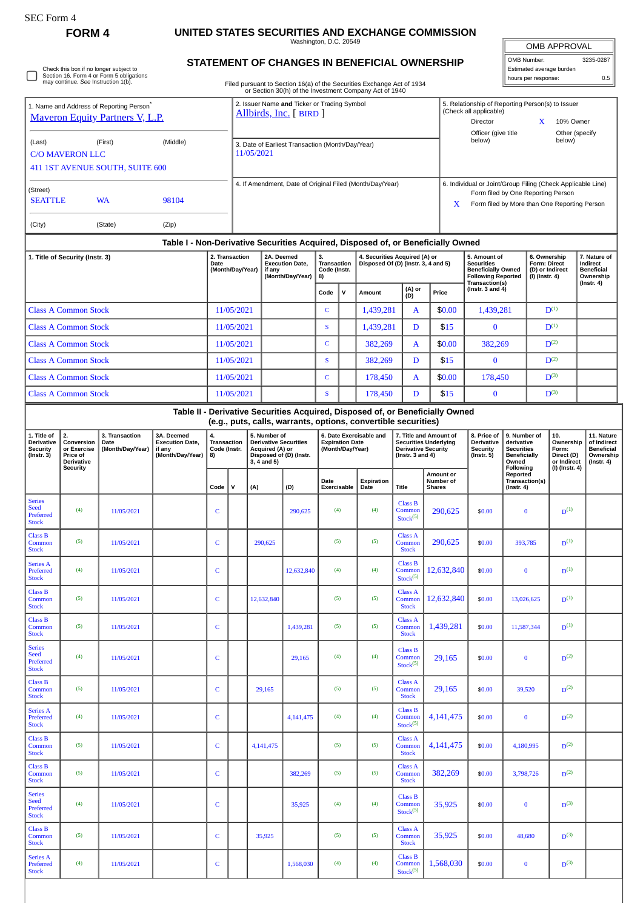SEC Form 4

**FORM 4**

# UNITED STATES SECURITIES AND EXCHANGE COMMISSION

Washington, D.C. 20549

## STATEMENT OF CHANGES IN BENEFICIAL OWNERSHIP

Filed pursuant to Section 16(a) of the Securities Exchange Act of 1934 or Section 30(h) of the Investment Company Act of 1940

| OMB APPROVAL | |
|---|---|
| OMB Number: | 3235-0287 |
| Estimated average burden | |
| hours per response: | 0.5 |

☐ Check this box if no longer subject to Section 16. Form 4 or Form 5 obligations may continue. *See* Instruction 1(b).

1. Name and Address of Reporting Person*
Maveron Equity Partners V, L.P.

(Last) (First) (Middle)
C/O MAVERON LLC
411 1ST AVENUE SOUTH, SUITE 600

(Street)
SEATTLE WA 98104

(City) (State) (Zip)

2. Issuer Name **and** Ticker or Trading Symbol
Allbirds, Inc. [ BIRD ]

3. Date of Earliest Transaction (Month/Day/Year)
11/05/2021

4. If Amendment, Date of Original Filed (Month/Day/Year)

5. Relationship of Reporting Person(s) to Issuer (Check all applicable)
Director
X 10% Owner
Officer (give title below)
Other (specify below)

6. Individual or Joint/Group Filing (Check Applicable Line)
Form filed by One Reporting Person
X Form filed by More than One Reporting Person

### Table I - Non-Derivative Securities Acquired, Disposed of, or Beneficially Owned

| 1. Title of Security (Instr. 3) | 2. Transaction Date (Month/Day/Year) | 2A. Deemed Execution Date, if any (Month/Day/Year) | 3. Transaction Code (Instr. 8) | | 4. Securities Acquired (A) or Disposed Of (D) (Instr. 3, 4 and 5) | | | 5. Amount of Securities Beneficially Owned Following Reported Transaction(s) (Instr. 3 and 4) | 6. Ownership Form: Direct (D) or Indirect (I) (Instr. 4) | 7. Nature of Indirect Beneficial Ownership (Instr. 4) |
|---|---|---|---|---|---|---|---|---|---|---|
| | | | Code | V | Amount | (A) or (D) | Price | | | |
| Class A Common Stock | 11/05/2021 | | C | | 1,439,281 | A | $0.00 | 1,439,281 | D[(1)] | |
| Class A Common Stock | 11/05/2021 | | S | | 1,439,281 | D | $15 | 0 | D[(1)] | |
| Class A Common Stock | 11/05/2021 | | C | | 382,269 | A | $0.00 | 382,269 | D[(2)] | |
| Class A Common Stock | 11/05/2021 | | S | | 382,269 | D | $15 | 0 | D[(2)] | |
| Class A Common Stock | 11/05/2021 | | C | | 178,450 | A | $0.00 | 178,450 | D[(3)] | |
| Class A Common Stock | 11/05/2021 | | S | | 178,450 | D | $15 | 0 | D[(3)] | |

### Table II - Derivative Securities Acquired, Disposed of, or Beneficially Owned (e.g., puts, calls, warrants, options, convertible securities)

| 1. Title of Derivative Security (Instr. 3) | 2. Conversion or Exercise Price of Derivative Security | 3. Transaction Date (Month/Day/Year) | 3A. Deemed Execution Date, if any (Month/Day/Year) | 4. Transaction Code (Instr. 8) | | 5. Number of Derivative Securities Acquired (A) or Disposed of (D) (Instr. 3, 4 and 5) | | 6. Date Exercisable and Expiration Date (Month/Day/Year) | | 7. Title and Amount of Securities Underlying Derivative Security (Instr. 3 and 4) | | 8. Price of Derivative Security (Instr. 5) | 9. Number of derivative Securities Beneficially Owned Following Reported Transaction(s) (Instr. 4) | 10. Ownership Form: Direct (D) or Indirect (I) (Instr. 4) | 11. Nature of Indirect Beneficial Ownership (Instr. 4) |
|---|---|---|---|---|---|---|---|---|---|---|---|---|---|---|---|
| | | | | Code | V | (A) | (D) | Date Exercisable | Expiration Date | Title | Amount or Number of Shares | | | | |
| Series Seed Preferred Stock | (4) | 11/05/2021 | | C | | | 290,625 | (4) | (4) | Class B Common Stock[(5)] | 290,625 | $0.00 | 0 | D[(1)] | |
| Class B Common Stock | (5) | 11/05/2021 | | C | | 290,625 | | (5) | (5) | Class A Common Stock | 290,625 | $0.00 | 393,785 | D[(1)] | |
| Series A Preferred Stock | (4) | 11/05/2021 | | C | | | 12,632,840 | (4) | (4) | Class B Common Stock[(5)] | 12,632,840 | $0.00 | 0 | D[(1)] | |
| Class B Common Stock | (5) | 11/05/2021 | | C | | 12,632,840 | | (5) | (5) | Class A Common Stock | 12,632,840 | $0.00 | 13,026,625 | D[(1)] | |
| Class A Common Stock | (5) | 11/05/2021 | | C | | | 1,439,281 | (5) | (5) | Class A Common Stock | 1,439,281 | $0.00 | 11,587,344 | D[(1)] | |
| Series Seed Preferred Stock | (4) | 11/05/2021 | | C | | | 29,165 | (4) | (4) | Class B Common Stock[(5)] | 29,165 | $0.00 | 0 | D[(2)] | |
| Class B Common Stock | (5) | 11/05/2021 | | C | | 29,165 | | (5) | (5) | Class A Common Stock | 29,165 | $0.00 | 39,520 | D[(2)] | |
| Series A Preferred Stock | (4) | 11/05/2021 | | C | | | 4,141,475 | (4) | (4) | Class B Common Stock[(5)] | 4,141,475 | $0.00 | 0 | D[(2)] | |
| Class B Common Stock | (5) | 11/05/2021 | | C | | 4,141,475 | | (5) | (5) | Class A Common Stock | 4,141,475 | $0.00 | 4,180,995 | D[(2)] | |
| Class B Common Stock | (5) | 11/05/2021 | | C | | | 382,269 | (5) | (5) | Class A Common Stock | 382,269 | $0.00 | 3,798,726 | D[(2)] | |
| Series Seed Preferred Stock | (4) | 11/05/2021 | | C | | | 35,925 | (4) | (4) | Class B Common Stock[(5)] | 35,925 | $0.00 | 0 | D[(3)] | |
| Class B Common Stock | (5) | 11/05/2021 | | C | | 35,925 | | (5) | (5) | Class A Common Stock | 35,925 | $0.00 | 48,680 | D[(3)] | |
| Series A Preferred Stock | (4) | 11/05/2021 | | C | | | 1,568,030 | (4) | (4) | Class B Common Stock[(5)] | 1,568,030 | $0.00 | 0 | D[(3)] | |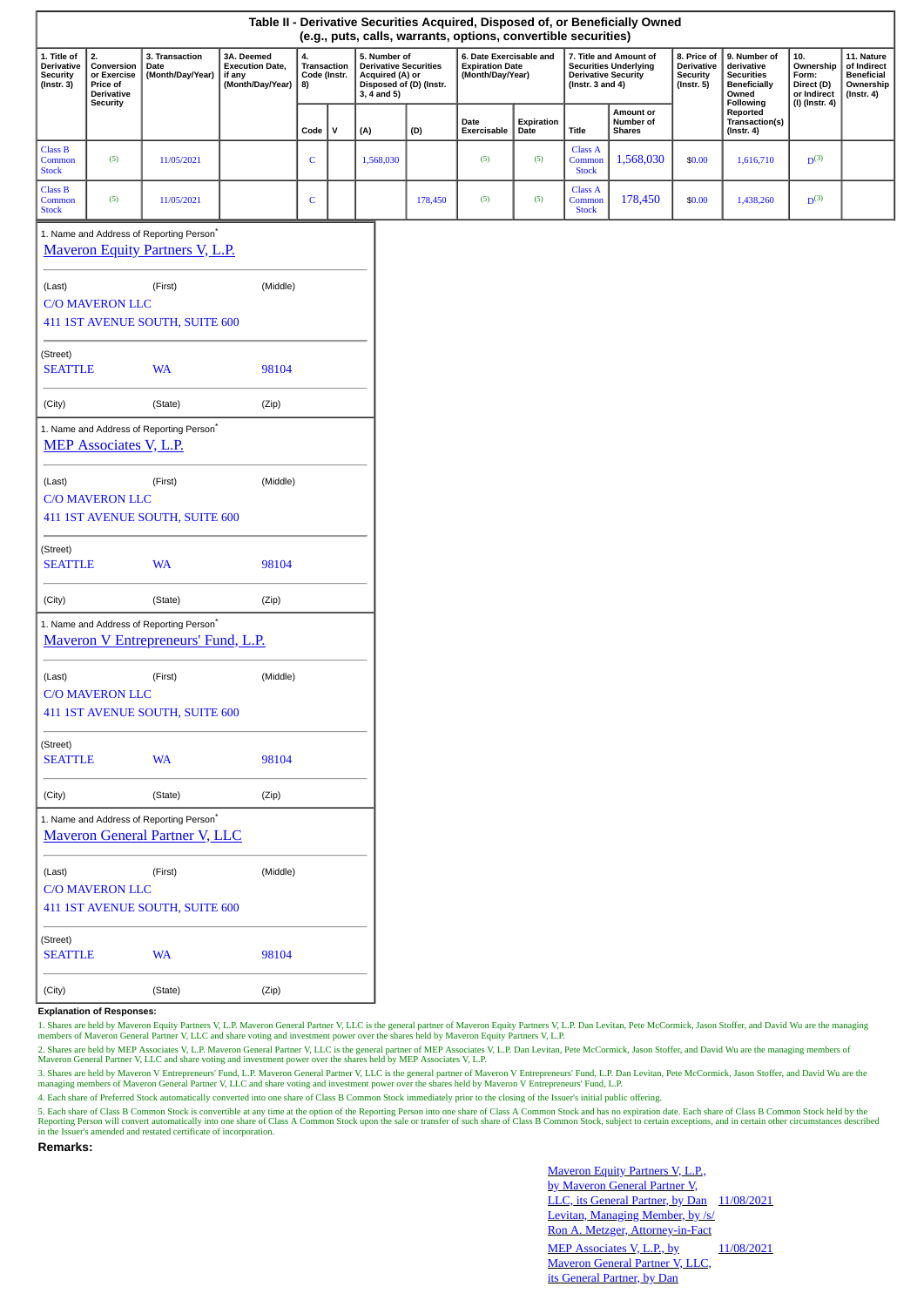## Table II - Derivative Securities Acquired, Disposed of, or Beneficially Owned (e.g., puts, calls, warrants, options, convertible securities)

| 1. Title of Derivative Security (Instr. 3) | 2. Conversion or Exercise Price of Derivative Security | 3. Transaction Date (Month/Day/Year) | 3A. Deemed Execution Date, if any (Month/Day/Year) | 4. Transaction Code (Instr. 8) | | 5. Number of Derivative Securities Acquired (A) or Disposed of (D) (Instr. 3, 4 and 5) | | 6. Date Exercisable and Expiration Date (Month/Day/Year) | | 7. Title and Amount of Securities Underlying Derivative Security (Instr. 3 and 4) | | 8. Price of Derivative Security (Instr. 5) | 9. Number of derivative Securities Beneficially Owned Following Reported Transaction(s) (Instr. 4) | 10. Ownership Form: Direct (D) or Indirect (I) (Instr. 4) | 11. Nature of Indirect Beneficial Ownership (Instr. 4) |
|---|---|---|---|---|---|---|---|---|---|---|---|---|---|---|---|
| | | | | Code | V | (A) | (D) | Date Exercisable | Expiration Date | Title | Amount or Number of Shares | | | | |
| Class B Common Stock | (5) | 11/05/2021 | | C | | 1,568,030 | | (5) | (5) | Class A Common Stock | 1,568,030 | $0.00 | 1,616,710 | D(3) | |
| Class B Common Stock | (5) | 11/05/2021 | | C | | | 178,450 | (5) | (5) | Class A Common Stock | 178,450 | $0.00 | 1,438,260 | D(3) | |

1. Name and Address of Reporting Person*

Maveron Equity Partners V, L.P.

(Last) (First) (Middle)

C/O MAVERON LLC

411 1ST AVENUE SOUTH, SUITE 600

(Street)

SEATTLE WA 98104

(City) (State) (Zip)

1. Name and Address of Reporting Person*

MEP Associates V, L.P.

(Last) (First) (Middle)

C/O MAVERON LLC

411 1ST AVENUE SOUTH, SUITE 600

(Street)

SEATTLE WA 98104

(City) (State) (Zip)

1. Name and Address of Reporting Person*

Maveron V Entrepreneurs' Fund, L.P.

(Last) (First) (Middle)

C/O MAVERON LLC

411 1ST AVENUE SOUTH, SUITE 600

(Street)

SEATTLE WA 98104

(City) (State) (Zip)

1. Name and Address of Reporting Person*

Maveron General Partner V, LLC

(Last) (First) (Middle)

C/O MAVERON LLC

411 1ST AVENUE SOUTH, SUITE 600

(Street)

SEATTLE WA 98104

(City) (State) (Zip)

**Explanation of Responses:**

1. Shares are held by Maveron Equity Partners V, L.P. Maveron General Partner V, LLC is the general partner of Maveron Equity Partners V, L.P. Dan Levitan, Pete McCormick, Jason Stoffer, and David Wu are the managing members of Maveron General Partner V, LLC and share voting and investment power over the shares held by Maveron Equity Partners V, L.P.

2. Shares are held by MEP Associates V, L.P. Maveron General Partner V, LLC is the general partner of MEP Associates V, L.P. Dan Levitan, Pete McCormick, Jason Stoffer, and David Wu are the managing members of Maveron General Partner V, LLC and share voting and investment power over the shares held by MEP Associates V, L.P.

3. Shares are held by Maveron V Entrepreneurs' Fund, L.P. Maveron General Partner V, LLC is the general partner of Maveron V Entrepreneurs' Fund, L.P. Dan Levitan, Pete McCormick, Jason Stoffer, and David Wu are the managing members of Maveron General Partner V, LLC and share voting and investment power over the shares held by Maveron V Entrepreneurs' Fund, L.P.

4. Each share of Preferred Stock automatically converted into one share of Class B Common Stock immediately prior to the closing of the Issuer's initial public offering.

5. Each share of Class B Common Stock is convertible at any time at the option of the Reporting Person into one share of Class A Common Stock and has no expiration date. Each share of Class B Common Stock held by the Reporting Person will convert automatically into one share of Class A Common Stock upon the sale or transfer of such share of Class B Common Stock, subject to certain exceptions, and in certain other circumstances described in the Issuer's amended and restated certificate of incorporation.

**Remarks:**

Maveron Equity Partners V, L.P., by Maveron General Partner V, LLC, its General Partner, by Dan Levitan, Managing Member, by /s/ Ron A. Metzger, Attorney-in-Fact — 11/08/2021

MEP Associates V, L.P., by Maveron General Partner V, LLC, its General Partner, by Dan — 11/08/2021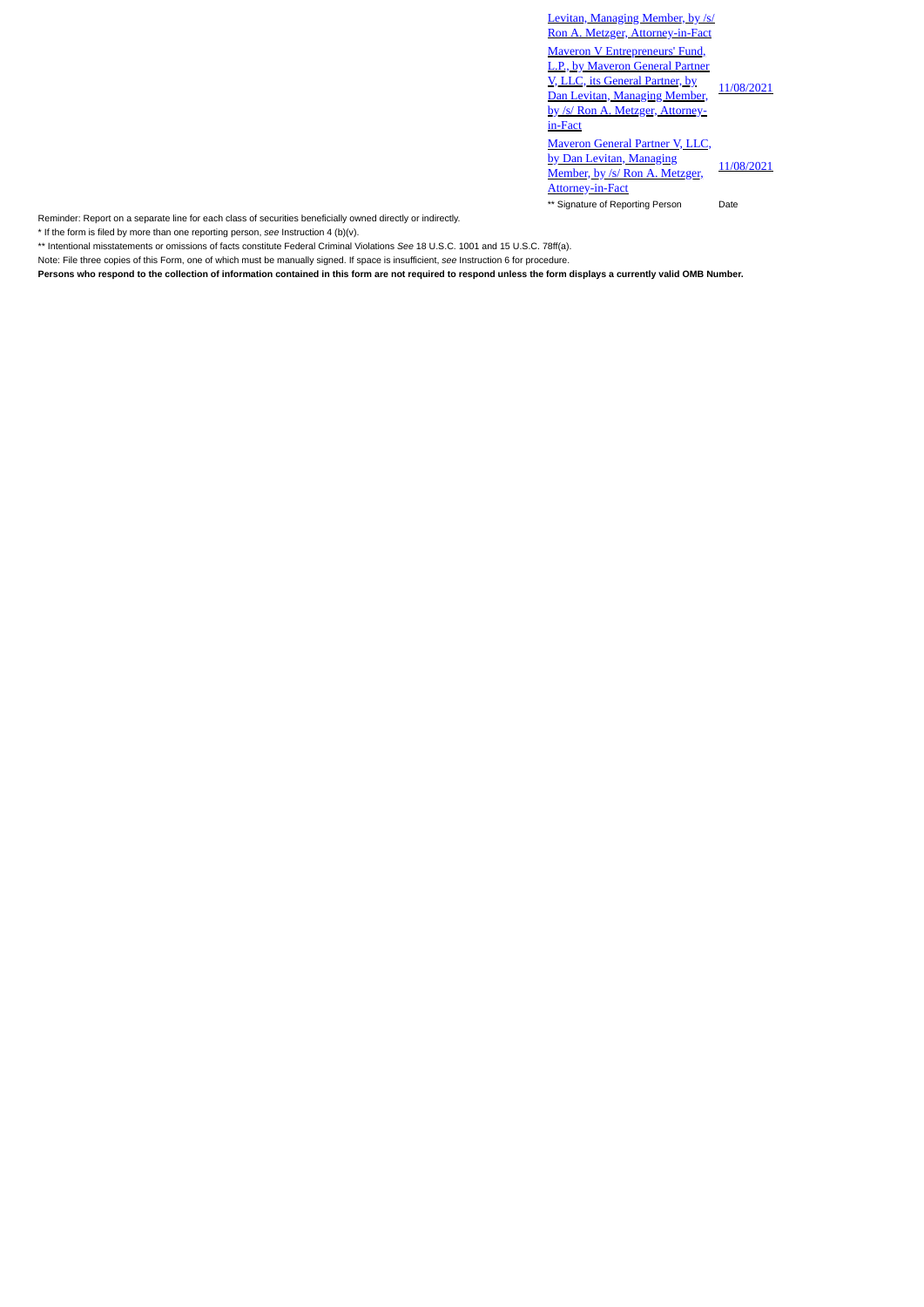| | |
|---|---|
| Levitan, Managing Member, by /s/ Ron A. Metzger, Attorney-in-Fact | |
| Maveron V Entrepreneurs' Fund, L.P., by Maveron General Partner V, LLC, its General Partner, by Dan Levitan, Managing Member, by /s/ Ron A. Metzger, Attorney-in-Fact | 11/08/2021 |
| Maveron General Partner V, LLC, by Dan Levitan, Managing Member, by /s/ Ron A. Metzger, Attorney-in-Fact | 11/08/2021 |
| ** Signature of Reporting Person | Date |

Reminder: Report on a separate line for each class of securities beneficially owned directly or indirectly.

\* If the form is filed by more than one reporting person, *see* Instruction 4 (b)(v).

** Intentional misstatements or omissions of facts constitute Federal Criminal Violations *See* 18 U.S.C. 1001 and 15 U.S.C. 78ff(a).

Note: File three copies of this Form, one of which must be manually signed. If space is insufficient, *see* Instruction 6 for procedure.

**Persons who respond to the collection of information contained in this form are not required to respond unless the form displays a currently valid OMB Number.**